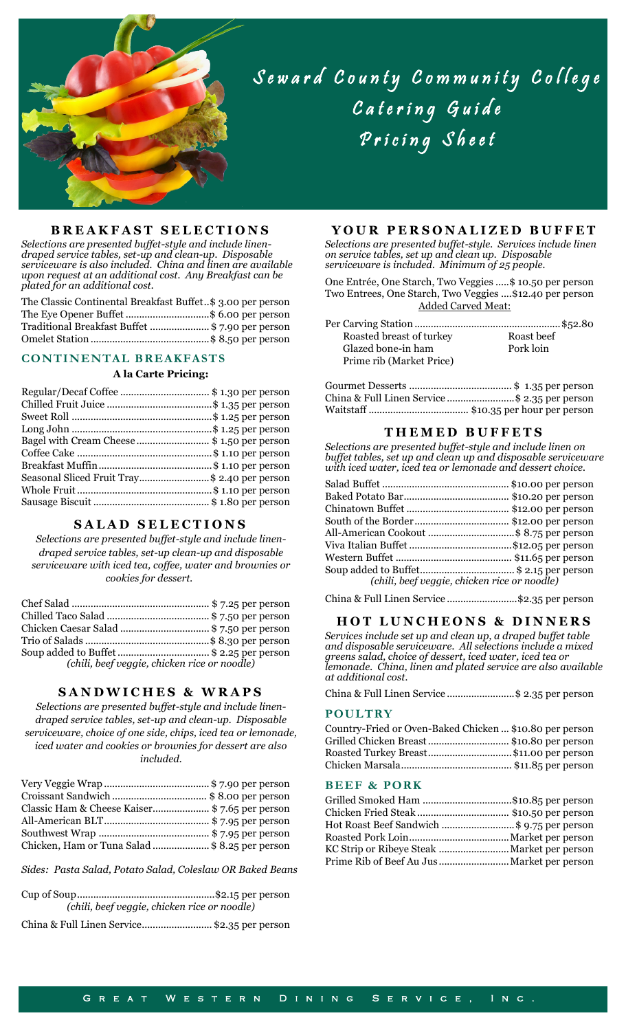# Seward County Community College
## Catering Guide
## Pricing Sheet

## BREAKFAST SELECTIONS

*Selections are presented buffet-style and include linen-draped service tables, set-up and clean-up. Disposable serviceware is also included. China and linen are available upon request at an additional cost. Any Breakfast can be plated for an additional cost.*

| Item | Price |
|---|---|
| The Classic Continental Breakfast Buffet | $ 3.00 per person |
| The Eye Opener Buffet | $ 6.00 per person |
| Traditional Breakfast Buffet | $ 7.90 per person |
| Omelet Station | $ 8.50 per person |

### CONTINENTAL BREAKFASTS

**A la Carte Pricing:**

| Item | Price |
|---|---|
| Regular/Decaf Coffee | $ 1.30 per person |
| Chilled Fruit Juice | $ 1.35 per person |
| Sweet Roll | $ 1.25 per person |
| Long John | $ 1.25 per person |
| Bagel with Cream Cheese | $ 1.50 per person |
| Coffee Cake | $ 1.10 per person |
| Breakfast Muffin | $ 1.10 per person |
| Seasonal Sliced Fruit Tray | $ 2.40 per person |
| Whole Fruit | $ 1.10 per person |
| Sausage Biscuit | $ 1.80 per person |

## SALAD SELECTIONS

*Selections are presented buffet-style and include linen-draped service tables, set-up clean-up and disposable serviceware with iced tea, coffee, water and brownies or cookies for dessert.*

| Item | Price |
|---|---|
| Chef Salad | $ 7.25 per person |
| Chilled Taco Salad | $ 7.50 per person |
| Chicken Caesar Salad | $ 7.50 per person |
| Trio of Salads | $ 8.30 per person |
| Soup added to Buffet | $ 2.25 per person |

*(chili, beef veggie, chicken rice or noodle)*

## SANDWICHES & WRAPS

*Selections are presented buffet-style and include linen-draped service tables, set-up and clean-up. Disposable serviceware, choice of one side, chips, iced tea or lemonade, iced water and cookies or brownies for dessert are also included.*

| Item | Price |
|---|---|
| Very Veggie Wrap | $ 7.90 per person |
| Croissant Sandwich | $ 8.00 per person |
| Classic Ham & Cheese Kaiser | $ 7.65 per person |
| All-American BLT | $ 7.95 per person |
| Southwest Wrap | $ 7.95 per person |
| Chicken, Ham or Tuna Salad | $ 8.25 per person |

*Sides: Pasta Salad, Potato Salad, Coleslaw OR Baked Beans*

| Item | Price |
|---|---|
| Cup of Soup | $2.15 per person |

*(chili, beef veggie, chicken rice or noodle)*

China & Full Linen Service ........ $2.35 per person

## YOUR PERSONALIZED BUFFET

*Selections are presented buffet-style. Services include linen on service tables, set up and clean up. Disposable serviceware is included. Minimum of 25 people.*

One Entrée, One Starch, Two Veggies ..... $ 10.50 per person
Two Entrees, One Starch, Two Veggies .... $12.40 per person

Added Carved Meat:

Per Carving Station ........ $52.80

- Roasted breast of turkey
- Glazed bone-in ham
- Prime rib (Market Price)
- Roast beef
- Pork loin

| Item | Price |
|---|---|
| Gourmet Desserts | $ 1.35 per person |
| China & Full Linen Service | $ 2.35 per person |
| Waitstaff | $10.35 per hour per person |

## THEMED BUFFETS

*Selections are presented buffet-style and include linen on buffet tables, set up and clean up and disposable serviceware with iced water, iced tea or lemonade and dessert choice.*

| Item | Price |
|---|---|
| Salad Buffet | $10.00 per person |
| Baked Potato Bar | $10.20 per person |
| Chinatown Buffet | $12.00 per person |
| South of the Border | $12.00 per person |
| All-American Cookout | $ 8.75 per person |
| Viva Italian Buffet | $12.05 per person |
| Western Buffet | $11.65 per person |
| Soup added to Buffet | $ 2.15 per person |

*(chili, beef veggie, chicken rice or noodle)*

China & Full Linen Service ........ $2.35 per person

## HOT LUNCHEONS & DINNERS

*Services include set up and clean up, a draped buffet table and disposable serviceware. All selections include a mixed greens salad, choice of dessert, iced water, iced tea or lemonade. China, linen and plated service are also available at additional cost.*

China & Full Linen Service ........ $ 2.35 per person

### POULTRY

| Item | Price |
|---|---|
| Country-Fried or Oven-Baked Chicken | $10.80 per person |
| Grilled Chicken Breast | $10.80 per person |
| Roasted Turkey Breast | $11.00 per person |
| Chicken Marsala | $11.85 per person |

### BEEF & PORK

| Item | Price |
|---|---|
| Grilled Smoked Ham | $10.85 per person |
| Chicken Fried Steak | $10.50 per person |
| Hot Roast Beef Sandwich | $ 9.75 per person |
| Roasted Pork Loin | Market per person |
| KC Strip or Ribeye Steak | Market per person |
| Prime Rib of Beef Au Jus | Market per person |

GREAT WESTERN DINING SERVICE, INC.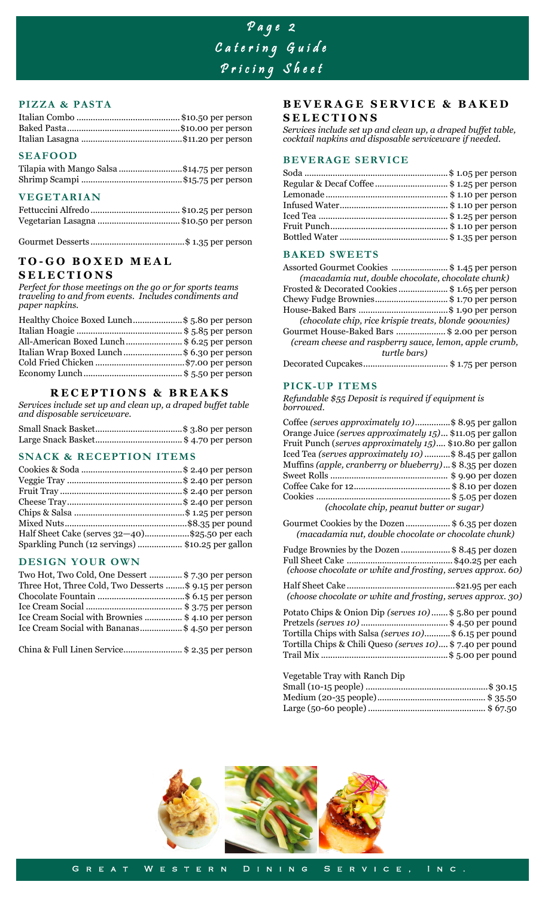# Page 2
# Catering Guide
# Pricing Sheet

## PIZZA & PASTA

Italian Combo ............................................ $10.50 per person
Baked Pasta................................................ $10.00 per person
Italian Lasagna ........................................... $11.20 per person

### SEAFOOD

Tilapia with Mango Salsa ........................... $14.75 per person
Shrimp Scampi ........................................... $15.75 per person

### VEGETARIAN

Fettuccini Alfredo ...................................... $10.25 per person
Vegetarian Lasagna ................................... $10.50 per person

Gourmet Desserts ........................................ $ 1.35 per person

## TO-GO BOXED MEAL SELECTIONS

*Perfect for those meetings on the go or for sports teams traveling to and from events. Includes condiments and paper napkins.*

Healthy Choice Boxed Lunch..................... $ 5.80 per person
Italian Hoagie ............................................. $ 5.85 per person
All-American Boxed Lunch ........................ $ 6.25 per person
Italian Wrap Boxed Lunch ......................... $ 6.30 per person
Cold Fried Chicken ...................................... $7.00 per person
Economy Lunch ........................................... $ 5.50 per person

## RECEPTIONS & BREAKS

*Services include set up and clean up, a draped buffet table and disposable serviceware.*

Small Snack Basket..................................... $ 3.80 per person
Large Snack Basket..................................... $ 4.70 per person

### SNACK & RECEPTION ITEMS

Cookies & Soda ........................................... $ 2.40 per person
Veggie Tray ................................................. $ 2.40 per person
Fruit Tray .................................................... $ 2.40 per person
Cheese Tray................................................. $ 2.40 per person
Chips & Salsa .............................................. $ 1.25 per person
Mixed Nuts.................................................... $8.35 per pound
Half Sheet Cake (serves 32—40)................... $25.50 per each
Sparkling Punch (12 servings) ................... $10.25 per gallon

### DESIGN YOUR OWN

Two Hot, Two Cold, One Dessert .............. $ 7.30 per person
Three Hot, Three Cold, Two Desserts ........ $ 9.15 per person
Chocolate Fountain .................................... $ 6.15 per person
Ice Cream Social ......................................... $ 3.75 per person
Ice Cream Social with Brownies ................ $ 4.10 per person
Ice Cream Social with Bananas.................. $ 4.50 per person

China & Full Linen Service......................... $ 2.35 per person

## BEVERAGE SERVICE & BAKED SELECTIONS

*Services include set up and clean up, a draped buffet table, cocktail napkins and disposable serviceware if needed.*

### BEVERAGE SERVICE

Soda ............................................................ $ 1.05 per person
Regular & Decaf Coffee .............................. $ 1.25 per person
Lemonade ................................................... $ 1.10 per person
Infused Water.............................................. $ 1.10 per person
Iced Tea ...................................................... $ 1.25 per person
Fruit Punch.................................................. $ 1.10 per person
Bottled Water .............................................. $ 1.35 per person

### BAKED SWEETS

Assorted Gourmet Cookies ........................ $ 1.45 per person
*(macadamia nut, double chocolate, chocolate chunk)*
Frosted & Decorated Cookies ..................... $ 1.65 per person
Chewy Fudge Brownies............................... $ 1.70 per person
House-Baked Bars ...................................... $ 1.90 per person
*(chocolate chip, rice krispie treats, blonde 9oownies)*
Gourmet House-Baked Bars ..................... $ 2.00 per person
*(cream cheese and raspberry sauce, lemon, apple crumb, turtle bars)*
Decorated Cupcakes.................................... $ 1.75 per person

### PICK-UP ITEMS

*Refundable $55 Deposit is required if equipment is borrowed.*

Coffee *(serves approximately 10)*...............$ 8.95 per gallon
Orange Juice *(serves approximately 15)*... $11.05 per gallon
Fruit Punch (*serves approximately 15)*.... $10.80 per gallon
Iced Tea *(serves approximately 10)* ...........$ 8.45 per gallon
Muffins *(apple, cranberry or blueberry)*... $ 8.35 per dozen
Sweet Rolls ................................................. $ 9.90 per dozen
Coffee Cake for 12......................................... $ 8.10 per dozen
Cookies ......................................................... $ 5.05 per dozen
*(chocolate chip, peanut butter or sugar)*

Gourmet Cookies by the Dozen................... $ 6.35 per dozen
*(macadamia nut, double chocolate or chocolate chunk)*

Fudge Brownies by the Dozen ..................... $ 8.45 per dozen
Full Sheet Cake ............................................. $40.25 per each
*(choose chocolate or white and frosting, serves approx. 60)*

Half Sheet Cake .............................................. $21.95 per each
*(choose chocolate or white and frosting, serves approx. 30)*

Potato Chips & Onion Dip *(serves 10)* ....... $ 5.80 per pound
Pretzels *(serves 10)* ..................................... $ 4.50 per pound
Tortilla Chips with Salsa *(serves 10)*........... $ 6.15 per pound
Tortilla Chips & Chili Queso *(serves 10)*.... $ 7.40 per pound
Trail Mix ........................................................ $ 5.00 per pound

Vegetable Tray with Ranch Dip
Small (10-15 people) ....................................... $ 30.15
Medium (20-35 people).................................. $ 35.50
Large (50-60 people) ...................................... $ 67.50

Great Western Dining Service, Inc.